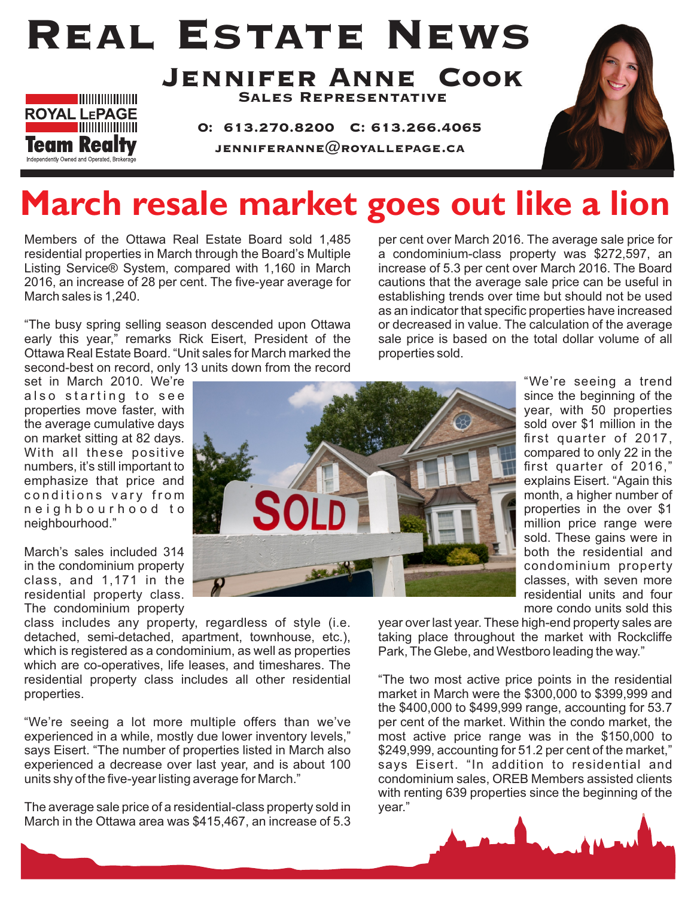# Real Estate News

## Jennifer Anne Cook

**Sales Representative**

ROYAL LEPAGE
Team Realty
Independently Owned and Operated, Brokerage

O: 613.270.8200 C: 613.266.4065

jenniferanne@royallepage.ca

# March resale market goes out like a lion

Members of the Ottawa Real Estate Board sold 1,485 residential properties in March through the Board's Multiple Listing Service® System, compared with 1,160 in March 2016, an increase of 28 per cent. The five-year average for March sales is 1,240.

"The busy spring selling season descended upon Ottawa early this year," remarks Rick Eisert, President of the Ottawa Real Estate Board. "Unit sales for March marked the second-best on record, only 13 units down from the record set in March 2010. We're also starting to see properties move faster, with the average cumulative days on market sitting at 82 days. With all these positive numbers, it's still important to emphasize that price and conditions vary from neighbourhood to neighbourhood."

March's sales included 314 in the condominium property class, and 1,171 in the residential property class. The condominium property class includes any property, regardless of style (i.e. detached, semi-detached, apartment, townhouse, etc.), which is registered as a condominium, as well as properties which are co-operatives, life leases, and timeshares. The residential property class includes all other residential properties.

"We're seeing a lot more multiple offers than we've experienced in a while, mostly due lower inventory levels," says Eisert. "The number of properties listed in March also experienced a decrease over last year, and is about 100 units shy of the five-year listing average for March."

The average sale price of a residential-class property sold in March in the Ottawa area was $415,467, an increase of 5.3 per cent over March 2016. The average sale price for a condominium-class property was $272,597, an increase of 5.3 per cent over March 2016. The Board cautions that the average sale price can be useful in establishing trends over time but should not be used as an indicator that specific properties have increased or decreased in value. The calculation of the average sale price is based on the total dollar volume of all properties sold.

"We're seeing a trend since the beginning of the year, with 50 properties sold over $1 million in the first quarter of 2017, compared to only 22 in the first quarter of 2016," explains Eisert. "Again this month, a higher number of properties in the over $1 million price range were sold. These gains were in both the residential and condominium property classes, with seven more residential units and four more condo units sold this year over last year. These high-end property sales are taking place throughout the market with Rockcliffe Park, The Glebe, and Westboro leading the way."

"The two most active price points in the residential market in March were the $300,000 to $399,999 and the $400,000 to $499,999 range, accounting for 53.7 per cent of the market. Within the condo market, the most active price range was in the $150,000 to $249,999, accounting for 51.2 per cent of the market," says Eisert. "In addition to residential and condominium sales, OREB Members assisted clients with renting 639 properties since the beginning of the year."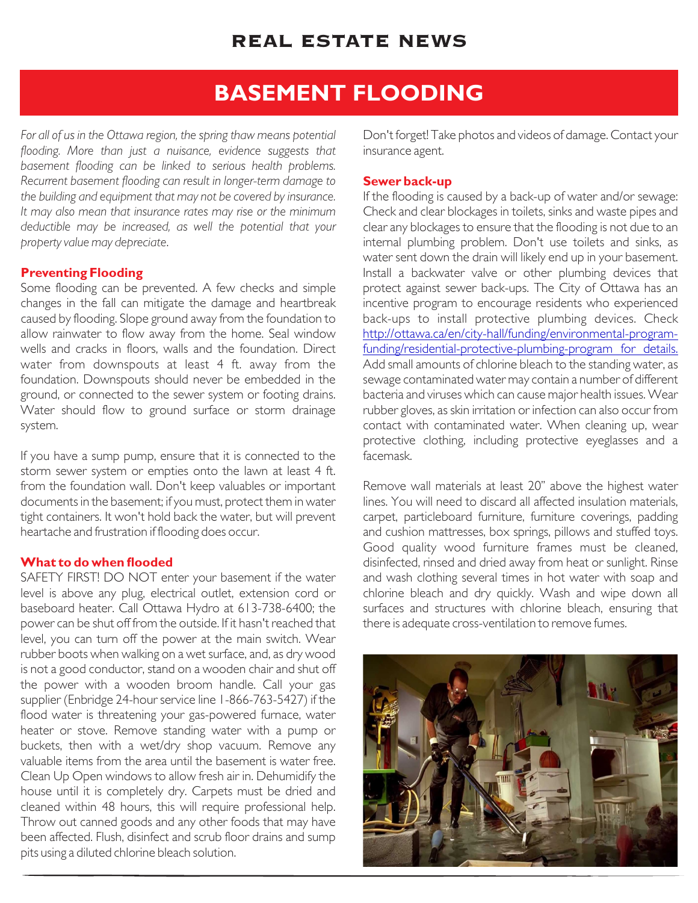# REAL ESTATE NEWS

## BASEMENT FLOODING

*For all of us in the Ottawa region, the spring thaw means potential flooding. More than just a nuisance, evidence suggests that basement flooding can be linked to serious health problems. Recurrent basement flooding can result in longer-term damage to the building and equipment that may not be covered by insurance. It may also mean that insurance rates may rise or the minimum deductible may be increased, as well the potential that your property value may depreciate.*

### Preventing Flooding

Some flooding can be prevented. A few checks and simple changes in the fall can mitigate the damage and heartbreak caused by flooding. Slope ground away from the foundation to allow rainwater to flow away from the home. Seal window wells and cracks in floors, walls and the foundation. Direct water from downspouts at least 4 ft. away from the foundation. Downspouts should never be embedded in the ground, or connected to the sewer system or footing drains. Water should flow to ground surface or storm drainage system.

If you have a sump pump, ensure that it is connected to the storm sewer system or empties onto the lawn at least 4 ft. from the foundation wall. Don't keep valuables or important documents in the basement; if you must, protect them in water tight containers. It won't hold back the water, but will prevent heartache and frustration if flooding does occur.

### What to do when flooded

SAFETY FIRST! DO NOT enter your basement if the water level is above any plug, electrical outlet, extension cord or baseboard heater. Call Ottawa Hydro at 613-738-6400; the power can be shut off from the outside. If it hasn't reached that level, you can turn off the power at the main switch. Wear rubber boots when walking on a wet surface, and, as dry wood is not a good conductor, stand on a wooden chair and shut off the power with a wooden broom handle. Call your gas supplier (Enbridge 24-hour service line 1-866-763-5427) if the flood water is threatening your gas-powered furnace, water heater or stove. Remove standing water with a pump or buckets, then with a wet/dry shop vacuum. Remove any valuable items from the area until the basement is water free. Clean Up Open windows to allow fresh air in. Dehumidify the house until it is completely dry. Carpets must be dried and cleaned within 48 hours, this will require professional help. Throw out canned goods and any other foods that may have been affected. Flush, disinfect and scrub floor drains and sump pits using a diluted chlorine bleach solution.

Don't forget! Take photos and videos of damage. Contact your insurance agent.

### Sewer back-up

If the flooding is caused by a back-up of water and/or sewage: Check and clear blockages in toilets, sinks and waste pipes and clear any blockages to ensure that the flooding is not due to an internal plumbing problem. Don't use toilets and sinks, as water sent down the drain will likely end up in your basement. Install a backwater valve or other plumbing devices that protect against sewer back-ups. The City of Ottawa has an incentive program to encourage residents who experienced back-ups to install protective plumbing devices. Check http://ottawa.ca/en/city-hall/funding/environmental-program-funding/residential-protective-plumbing-program for details. Add small amounts of chlorine bleach to the standing water, as sewage contaminated water may contain a number of different bacteria and viruses which can cause major health issues. Wear rubber gloves, as skin irritation or infection can also occur from contact with contaminated water. When cleaning up, wear protective clothing, including protective eyeglasses and a facemask.

Remove wall materials at least 20" above the highest water lines. You will need to discard all affected insulation materials, carpet, particleboard furniture, furniture coverings, padding and cushion mattresses, box springs, pillows and stuffed toys. Good quality wood furniture frames must be cleaned, disinfected, rinsed and dried away from heat or sunlight. Rinse and wash clothing several times in hot water with soap and chlorine bleach and dry quickly. Wash and wipe down all surfaces and structures with chlorine bleach, ensuring that there is adequate cross-ventilation to remove fumes.